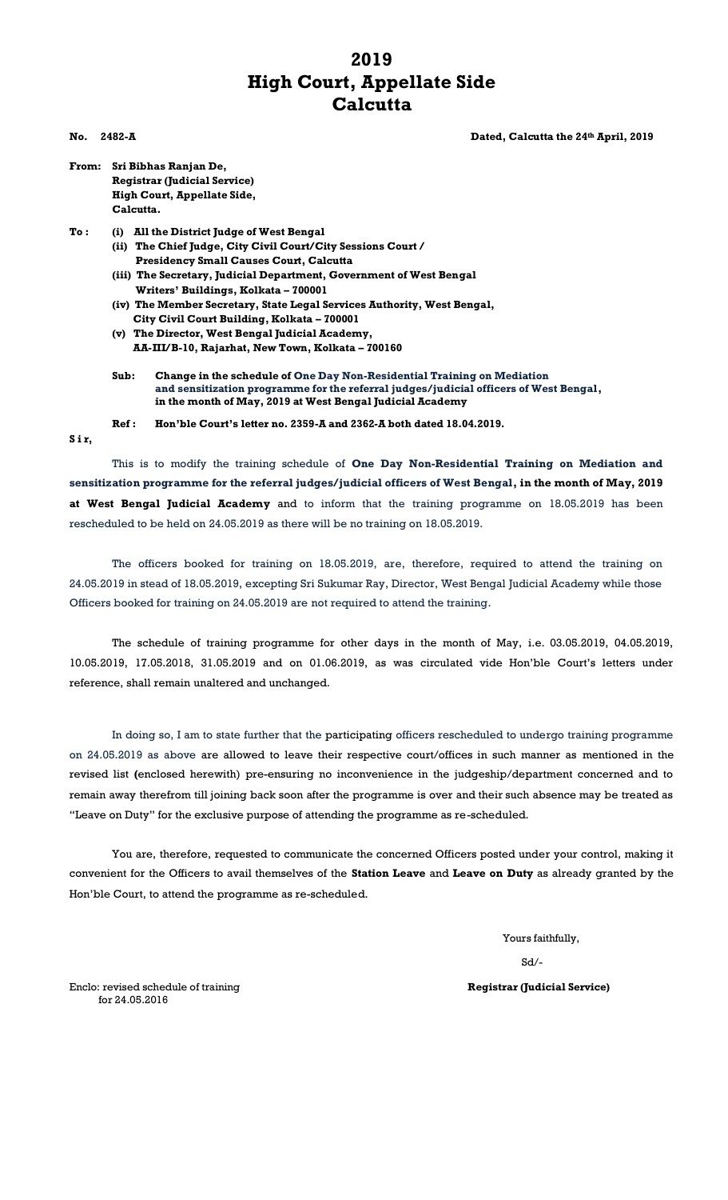# 2019
# High Court, Appellate Side
# Calcutta

**No. 2482-A** **Dated, Calcutta the 24th April, 2019**

**From: Sri Bibhas Ranjan De,**
**Registrar (Judicial Service)**
**High Court, Appellate Side,**
**Calcutta.**

**To : (i) All the District Judge of West Bengal**
**(ii) The Chief Judge, City Civil Court/City Sessions Court / Presidency Small Causes Court, Calcutta**
**(iii) The Secretary, Judicial Department, Government of West Bengal Writers' Buildings, Kolkata – 700001**
**(iv) The Member Secretary, State Legal Services Authority, West Bengal, City Civil Court Building, Kolkata – 700001**
**(v) The Director, West Bengal Judicial Academy, AA-III/B-10, Rajarhat, New Town, Kolkata – 700160**

**Sub: Change in the schedule of One Day Non-Residential Training on Mediation and sensitization programme for the referral judges/judicial officers of West Bengal, in the month of May, 2019 at West Bengal Judicial Academy**

**Ref : Hon'ble Court's letter no. 2359-A and 2362-A both dated 18.04.2019.**

**S i r,**

This is to modify the training schedule of **One Day Non-Residential Training on Mediation and sensitization programme for the referral judges/judicial officers of West Bengal, in the month of May, 2019 at West Bengal Judicial Academy** and to inform that the training programme on 18.05.2019 has been rescheduled to be held on 24.05.2019 as there will be no training on 18.05.2019.

The officers booked for training on 18.05.2019, are, therefore, required to attend the training on 24.05.2019 in stead of 18.05.2019, excepting Sri Sukumar Ray, Director, West Bengal Judicial Academy while those Officers booked for training on 24.05.2019 are not required to attend the training.

The schedule of training programme for other days in the month of May, i.e. 03.05.2019, 04.05.2019, 10.05.2019, 17.05.2018, 31.05.2019 and on 01.06.2019, as was circulated vide Hon'ble Court's letters under reference, shall remain unaltered and unchanged.

In doing so, I am to state further that the participating officers rescheduled to undergo training programme on 24.05.2019 as above are allowed to leave their respective court/offices in such manner as mentioned in the revised list (enclosed herewith) pre-ensuring no inconvenience in the judgeship/department concerned and to remain away therefrom till joining back soon after the programme is over and their such absence may be treated as "Leave on Duty" for the exclusive purpose of attending the programme as re-scheduled.

You are, therefore, requested to communicate the concerned Officers posted under your control, making it convenient for the Officers to avail themselves of the **Station Leave** and **Leave on Duty** as already granted by the Hon'ble Court, to attend the programme as re-scheduled.

Yours faithfully,

Sd/-

**Registrar (Judicial Service)**

Enclo: revised schedule of training for 24.05.2016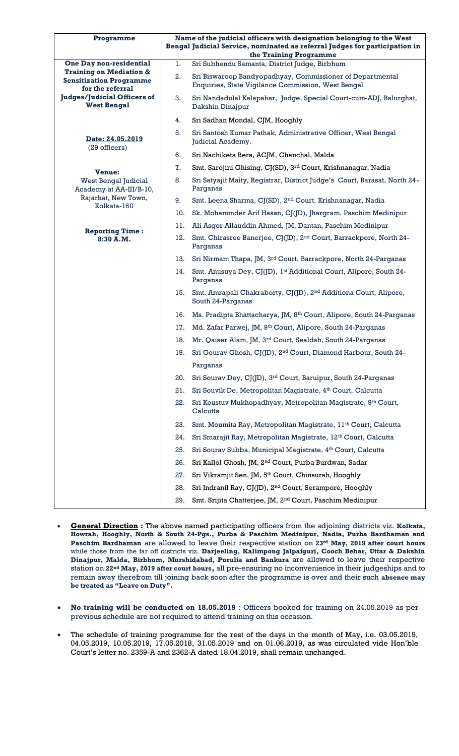| Programme | Name of the judicial officers with designation belonging to the West Bengal Judicial Service, nominated as referral Judges for participation in the Training Programme |
|---|---|
| **One Day non-residential Training on Mediation & Sensitization Programme for the referral Judges/Judicial Officers of West Bengal**<br><br>**Date: 24.05.2019**<br>(29 officers)<br><br>**Venue:**<br>West Bengal Judicial Academy at AA-III/B-10, Rajarhat, New Town, Kolkata-160<br><br>**Reporting Time : 8:30 A.M.** | 1. Sri Subhendu Samanta, District Judge, Birbhum<br>2. Sri Biswaroop Bandyopadhyay, Commissioner of Departmental Enquiries, State Vigilance Commission, West Bengal<br>3. Sri Nandadulal Kalapahar, Judge, Special Court-cum-ADJ, Balurghat, Dakshin Dinajpur<br>4. Sri Sadhan Mondal, CJM, Hooghly<br>5. Sri Santosh Kumar Pathak, Administrative Officer, West Bengal Judicial Academy.<br>6. Sri Nachiketa Bera, ACJM, Chanchal, Malda<br>7. Smt. Sarojini Ghising, CJ(SD), 3rd Court, Krishnanagar, Nadia<br>8. Sri Satyajit Maity, Registrar, District Judge's Court, Barasat, North 24-Parganas<br>9. Smt. Leena Sharma, CJ(SD), 2nd Court, Krishnanagar, Nadia<br>10. Sk. Mohammder Arif Hasan, CJ(JD), Jhargram, Paschim Medinipur<br>11. Ali Asgor Allauddin Ahmed, JM, Dantan, Paschim Medinipur<br>12. Smt. Chirasree Banerjee, CJ(JD), 2nd Court, Barrackpore, North 24-Parganas<br>13. Sri Nirmam Thapa, JM, 3rd Court, Barrackpore, North 24-Parganas<br>14. Smt. Anusuya Dey, CJ(JD), 1st Additional Court, Alipore, South 24-Parganas<br>15. Smt. Amrapali Chakraborty, CJ(JD), 2nd Additiona Court, Alipore, South 24-Parganas<br>16. Ms. Pradipta Bhattacharya, JM, 8th Court, Alipore, South 24-Parganas<br>17. Md. Zafar Parwej, JM, 9th Court, Alipore, South 24-Parganas<br>18. Mr. Qaiser Alam, JM, 3rd Court, Sealdah, South 24-Parganas<br>19. Sri Gourav Ghosh, CJ(JD), 2nd Court, Diamond Harbour, South 24-Parganas<br>20. Sri Sourav Dey, CJ(JD), 3rd Court, Baruipur, South 24-Parganas<br>21. Sri Souvik De, Metropolitan Magistrate, 4th Court, Calcutta<br>22. Sri Koustuv Mukhopadhyay, Metropolitan Magistrate, 9th Court, Calcutta<br>23. Smt. Moumita Ray, Metropolitan Magistrate, 11th Court, Calcutta<br>24. Sri Smarajit Ray, Metropolitan Magistrate, 12th Court, Calcutta<br>25. Sri Sourav Subba, Municipal Magistrate, 4th Court, Calcutta<br>26. Sri Kallol Ghosh, JM, 2nd Court, Purba Burdwan, Sadar<br>27. Sri Vikramjit Sen, JM, 5th Court, Chinsurah, Hooghly<br>28. Sri Indranil Ray, CJ(JD), 2nd Court, Serampore, Hooghly<br>29. Smt. Srijita Chatterjee, JM, 2nd Court, Paschim Medinipur |

- **General Direction :** The above named participating officers from the adjoining districts viz. **Kolkata, Howrah, Hooghly, North & South 24-Pgs., Purba & Paschim Medinipur, Nadia, Purba Bardhaman and Paschim Bardhaman** are allowed to leave their respective station on **23rd May, 2019 after court hours** while those from the far off districts viz. **Darjeeling, Kalimpong Jalpaiguri, Cooch Behar, Uttar & Dakshin Dinajpur, Malda, Birbhum, Murshidabad, Purulia and Bankura** are allowed to leave their respective station on **22nd May, 2019 after court hours,** all pre-ensuring no inconvenience in their judgeships and to remain away therefrom till joining back soon after the programme is over and their such **absence may be treated as "Leave on Duty".**

- **No training will be conducted on 18.05.2019** : Officers booked for training on 24.05.2019 as per previous schedule are not required to attend training on this occasion.

- The schedule of training programme for the rest of the days in the month of May, i.e. 03.05.2019, 04.05.2019, 10.05.2019, 17.05.2018, 31.05.2019 and on 01.06.2019, as was circulated vide Hon'ble Court's letter no. 2359-A and 2362-A dated 18.04.2019, shall remain unchanged.